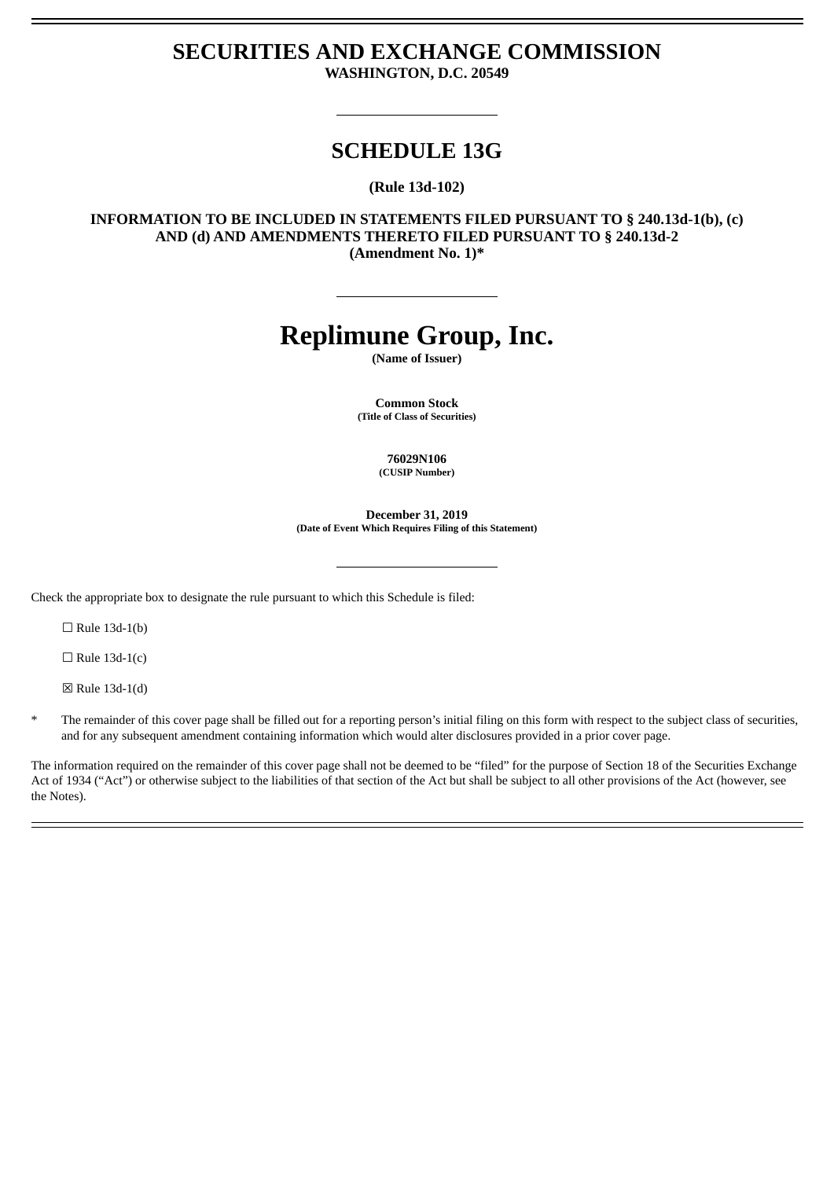# SECURITIES AND EXCHANGE COMMISSION

**WASHINGTON, D.C. 20549**

## SCHEDULE 13G

**(Rule 13d-102)**

**INFORMATION TO BE INCLUDED IN STATEMENTS FILED PURSUANT TO § 240.13d-1(b), (c) AND (d) AND AMENDMENTS THERETO FILED PURSUANT TO § 240.13d-2**
**(Amendment No. 1)***

# Replimune Group, Inc.

**(Name of Issuer)**

**Common Stock**
**(Title of Class of Securities)**

**76029N106**
**(CUSIP Number)**

**December 31, 2019**
**(Date of Event Which Requires Filing of this Statement)**

Check the appropriate box to designate the rule pursuant to which this Schedule is filed:

☐ Rule 13d-1(b)

☐ Rule 13d-1(c)

☒ Rule 13d-1(d)

\* The remainder of this cover page shall be filled out for a reporting person's initial filing on this form with respect to the subject class of securities, and for any subsequent amendment containing information which would alter disclosures provided in a prior cover page.

The information required on the remainder of this cover page shall not be deemed to be "filed" for the purpose of Section 18 of the Securities Exchange Act of 1934 ("Act") or otherwise subject to the liabilities of that section of the Act but shall be subject to all other provisions of the Act (however, see the Notes).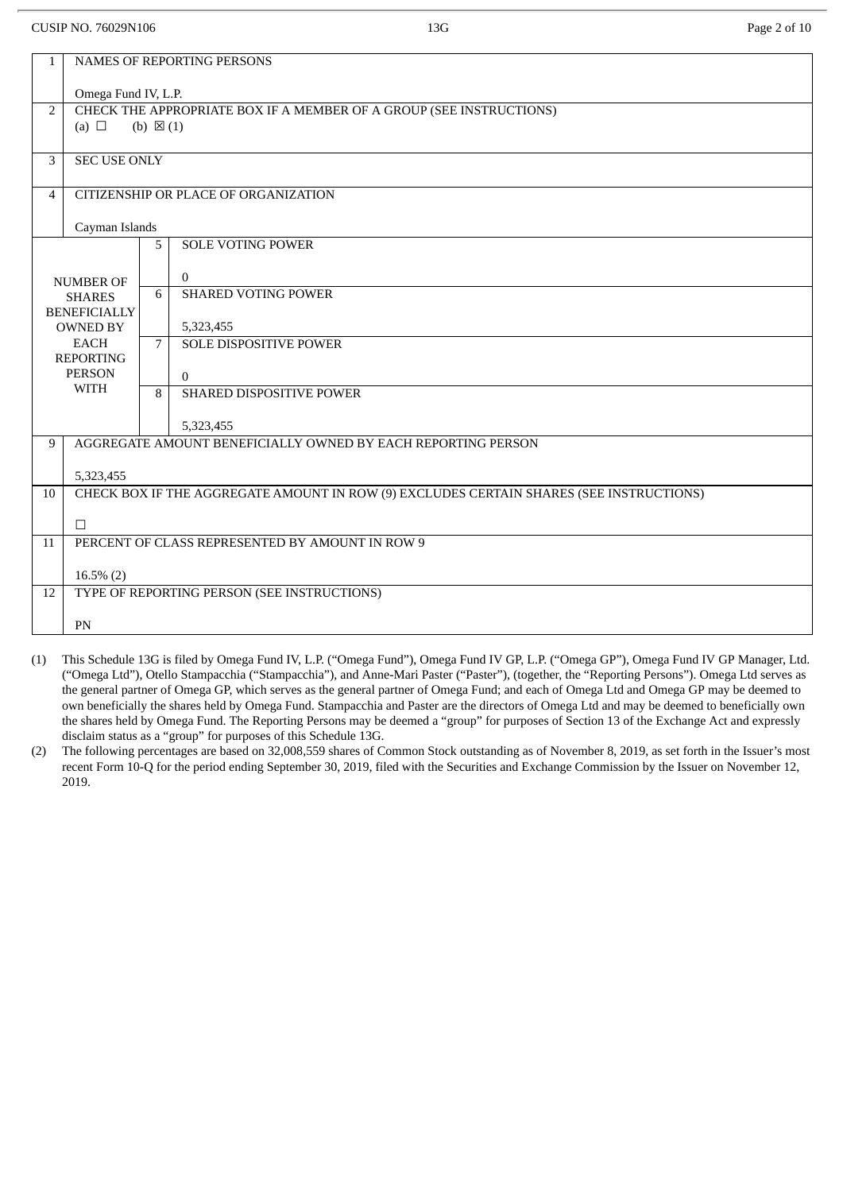CUSIP NO. 76029N106

| | | | |
|---|---|---|---|
| 1 | NAMES OF REPORTING PERSONS<br><br>Omega Fund IV, L.P. | | |
| 2 | CHECK THE APPROPRIATE BOX IF A MEMBER OF A GROUP (SEE INSTRUCTIONS)<br>(a) ☐ (b) ☒ (1) | | |
| 3 | SEC USE ONLY | | |
| 4 | CITIZENSHIP OR PLACE OF ORGANIZATION<br><br>Cayman Islands | | |
| NUMBER OF SHARES BENEFICIALLY OWNED BY EACH REPORTING PERSON WITH | | 5 | SOLE VOTING POWER<br><br>0 |
| | | 6 | SHARED VOTING POWER<br><br>5,323,455 |
| | | 7 | SOLE DISPOSITIVE POWER<br><br>0 |
| | | 8 | SHARED DISPOSITIVE POWER<br><br>5,323,455 |
| 9 | AGGREGATE AMOUNT BENEFICIALLY OWNED BY EACH REPORTING PERSON<br><br>5,323,455 | | |
| 10 | CHECK BOX IF THE AGGREGATE AMOUNT IN ROW (9) EXCLUDES CERTAIN SHARES (SEE INSTRUCTIONS)<br><br>☐ | | |
| 11 | PERCENT OF CLASS REPRESENTED BY AMOUNT IN ROW 9<br><br>16.5% (2) | | |
| 12 | TYPE OF REPORTING PERSON (SEE INSTRUCTIONS)<br><br>PN | | |

(1) This Schedule 13G is filed by Omega Fund IV, L.P. ("Omega Fund"), Omega Fund IV GP, L.P. ("Omega GP"), Omega Fund IV GP Manager, Ltd. ("Omega Ltd"), Otello Stampacchia ("Stampacchia"), and Anne-Mari Paster ("Paster"), (together, the "Reporting Persons"). Omega Ltd serves as the general partner of Omega GP, which serves as the general partner of Omega Fund; and each of Omega Ltd and Omega GP may be deemed to own beneficially the shares held by Omega Fund. Stampacchia and Paster are the directors of Omega Ltd and may be deemed to beneficially own the shares held by Omega Fund. The Reporting Persons may be deemed a "group" for purposes of Section 13 of the Exchange Act and expressly disclaim status as a "group" for purposes of this Schedule 13G.

(2) The following percentages are based on 32,008,559 shares of Common Stock outstanding as of November 8, 2019, as set forth in the Issuer's most recent Form 10-Q for the period ending September 30, 2019, filed with the Securities and Exchange Commission by the Issuer on November 12, 2019.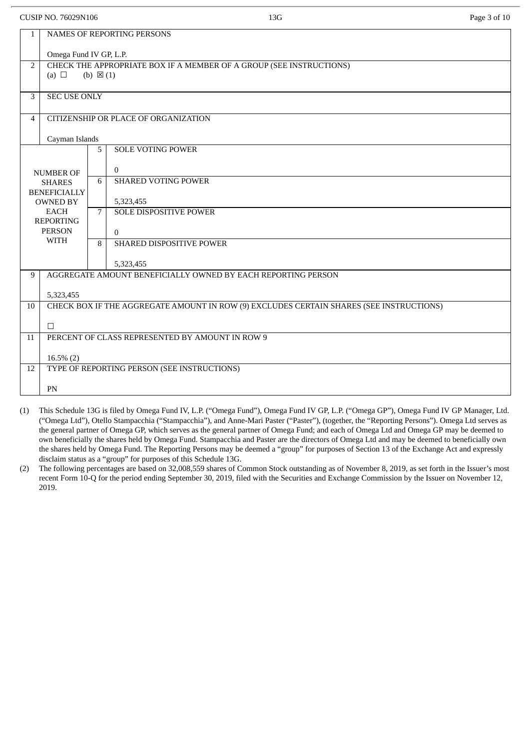CUSIP NO. 76029N106 | 13G

| | | | |
|---|---|---|---|
| 1 | NAMES OF REPORTING PERSONS<br><br>Omega Fund IV GP, L.P. | | |
| 2 | CHECK THE APPROPRIATE BOX IF A MEMBER OF A GROUP (SEE INSTRUCTIONS)<br>(a) ☐ (b) ☒ (1) | | |
| 3 | SEC USE ONLY | | |
| 4 | CITIZENSHIP OR PLACE OF ORGANIZATION<br><br>Cayman Islands | | |
| NUMBER OF SHARES BENEFICIALLY OWNED BY EACH REPORTING PERSON WITH | | 5 | SOLE VOTING POWER<br><br>0 |
| | | 6 | SHARED VOTING POWER<br><br>5,323,455 |
| | | 7 | SOLE DISPOSITIVE POWER<br><br>0 |
| | | 8 | SHARED DISPOSITIVE POWER<br><br>5,323,455 |
| 9 | AGGREGATE AMOUNT BENEFICIALLY OWNED BY EACH REPORTING PERSON<br><br>5,323,455 | | |
| 10 | CHECK BOX IF THE AGGREGATE AMOUNT IN ROW (9) EXCLUDES CERTAIN SHARES (SEE INSTRUCTIONS)<br><br>☐ | | |
| 11 | PERCENT OF CLASS REPRESENTED BY AMOUNT IN ROW 9<br><br>16.5% (2) | | |
| 12 | TYPE OF REPORTING PERSON (SEE INSTRUCTIONS)<br><br>PN | | |

(1) This Schedule 13G is filed by Omega Fund IV, L.P. ("Omega Fund"), Omega Fund IV GP, L.P. ("Omega GP"), Omega Fund IV GP Manager, Ltd. ("Omega Ltd"), Otello Stampacchia ("Stampacchia"), and Anne-Mari Paster ("Paster"), (together, the "Reporting Persons"). Omega Ltd serves as the general partner of Omega GP, which serves as the general partner of Omega Fund; and each of Omega Ltd and Omega GP may be deemed to own beneficially the shares held by Omega Fund. Stampacchia and Paster are the directors of Omega Ltd and may be deemed to beneficially own the shares held by Omega Fund. The Reporting Persons may be deemed a "group" for purposes of Section 13 of the Exchange Act and expressly disclaim status as a "group" for purposes of this Schedule 13G.

(2) The following percentages are based on 32,008,559 shares of Common Stock outstanding as of November 8, 2019, as set forth in the Issuer's most recent Form 10-Q for the period ending September 30, 2019, filed with the Securities and Exchange Commission by the Issuer on November 12, 2019.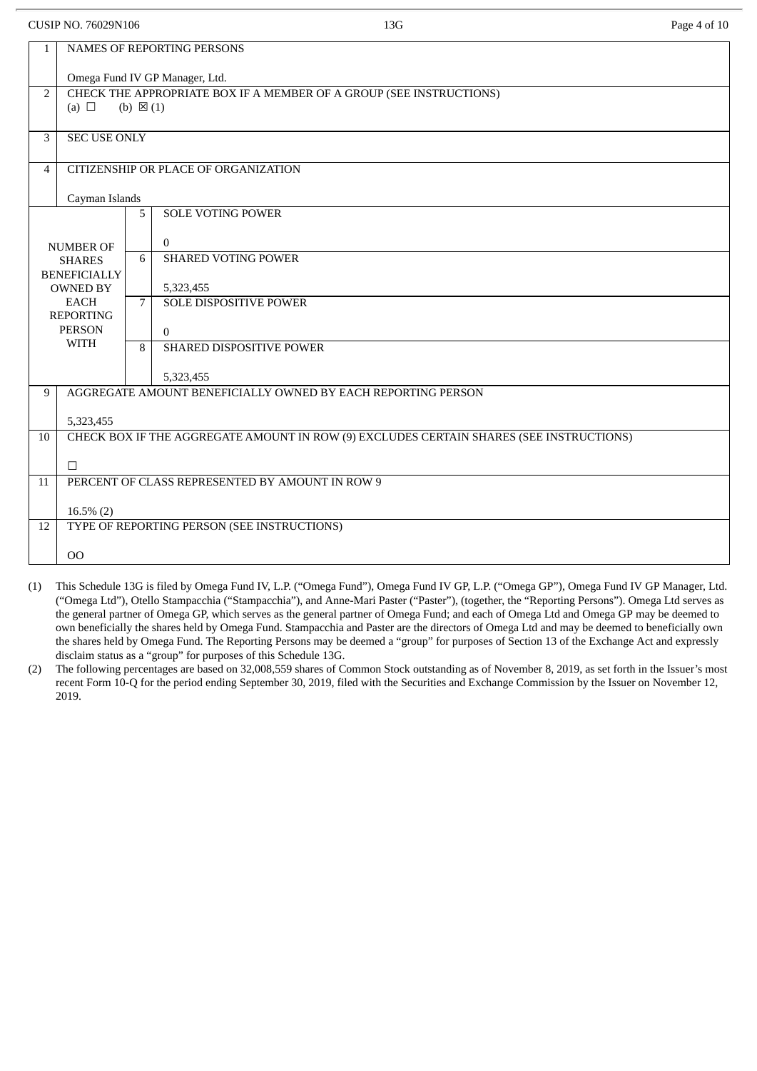| | | | |
|---|---|---|---|
| 1 | NAMES OF REPORTING PERSONS<br><br>Omega Fund IV GP Manager, Ltd. | | |
| 2 | CHECK THE APPROPRIATE BOX IF A MEMBER OF A GROUP (SEE INSTRUCTIONS)<br>(a) ☐ (b) ☒ (1) | | |
| 3 | SEC USE ONLY | | |
| 4 | CITIZENSHIP OR PLACE OF ORGANIZATION<br><br>Cayman Islands | | |
| NUMBER OF SHARES BENEFICIALLY OWNED BY EACH REPORTING PERSON WITH | | 5 | SOLE VOTING POWER<br><br>0 |
| | | 6 | SHARED VOTING POWER<br><br>5,323,455 |
| | | 7 | SOLE DISPOSITIVE POWER<br><br>0 |
| | | 8 | SHARED DISPOSITIVE POWER<br><br>5,323,455 |
| 9 | AGGREGATE AMOUNT BENEFICIALLY OWNED BY EACH REPORTING PERSON<br><br>5,323,455 | | |
| 10 | CHECK BOX IF THE AGGREGATE AMOUNT IN ROW (9) EXCLUDES CERTAIN SHARES (SEE INSTRUCTIONS)<br><br>☐ | | |
| 11 | PERCENT OF CLASS REPRESENTED BY AMOUNT IN ROW 9<br><br>16.5% (2) | | |
| 12 | TYPE OF REPORTING PERSON (SEE INSTRUCTIONS)<br><br>OO | | |

(1) This Schedule 13G is filed by Omega Fund IV, L.P. ("Omega Fund"), Omega Fund IV GP, L.P. ("Omega GP"), Omega Fund IV GP Manager, Ltd. ("Omega Ltd"), Otello Stampacchia ("Stampacchia"), and Anne-Mari Paster ("Paster"), (together, the "Reporting Persons"). Omega Ltd serves as the general partner of Omega GP, which serves as the general partner of Omega Fund; and each of Omega Ltd and Omega GP may be deemed to own beneficially the shares held by Omega Fund. Stampacchia and Paster are the directors of Omega Ltd and may be deemed to beneficially own the shares held by Omega Fund. The Reporting Persons may be deemed a "group" for purposes of Section 13 of the Exchange Act and expressly disclaim status as a "group" for purposes of this Schedule 13G.

(2) The following percentages are based on 32,008,559 shares of Common Stock outstanding as of November 8, 2019, as set forth in the Issuer's most recent Form 10-Q for the period ending September 30, 2019, filed with the Securities and Exchange Commission by the Issuer on November 12, 2019.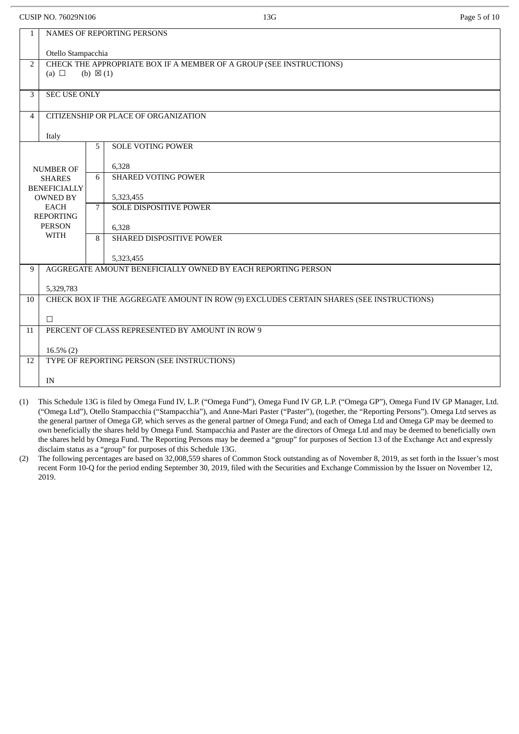CUSIP NO. 76029N106 13G

| | | | |
|---|---|---|---|
| 1 | NAMES OF REPORTING PERSONS<br><br>Otello Stampacchia | | |
| 2 | CHECK THE APPROPRIATE BOX IF A MEMBER OF A GROUP (SEE INSTRUCTIONS)<br>(a) ☐ (b) ☒ (1) | | |
| 3 | SEC USE ONLY | | |
| 4 | CITIZENSHIP OR PLACE OF ORGANIZATION<br><br>Italy | | |
| NUMBER OF SHARES BENEFICIALLY OWNED BY EACH REPORTING PERSON WITH | | 5 | SOLE VOTING POWER<br><br>6,328 |
| | | 6 | SHARED VOTING POWER<br><br>5,323,455 |
| | | 7 | SOLE DISPOSITIVE POWER<br><br>6,328 |
| | | 8 | SHARED DISPOSITIVE POWER<br><br>5,323,455 |
| 9 | AGGREGATE AMOUNT BENEFICIALLY OWNED BY EACH REPORTING PERSON<br><br>5,329,783 | | |
| 10 | CHECK BOX IF THE AGGREGATE AMOUNT IN ROW (9) EXCLUDES CERTAIN SHARES (SEE INSTRUCTIONS)<br><br>☐ | | |
| 11 | PERCENT OF CLASS REPRESENTED BY AMOUNT IN ROW 9<br><br>16.5% (2) | | |
| 12 | TYPE OF REPORTING PERSON (SEE INSTRUCTIONS)<br><br>IN | | |

(1) This Schedule 13G is filed by Omega Fund IV, L.P. ("Omega Fund"), Omega Fund IV GP, L.P. ("Omega GP"), Omega Fund IV GP Manager, Ltd. ("Omega Ltd"), Otello Stampacchia ("Stampacchia"), and Anne-Mari Paster ("Paster"), (together, the "Reporting Persons"). Omega Ltd serves as the general partner of Omega GP, which serves as the general partner of Omega Fund; and each of Omega Ltd and Omega GP may be deemed to own beneficially the shares held by Omega Fund. Stampacchia and Paster are the directors of Omega Ltd and may be deemed to beneficially own the shares held by Omega Fund. The Reporting Persons may be deemed a "group" for purposes of Section 13 of the Exchange Act and expressly disclaim status as a "group" for purposes of this Schedule 13G.

(2) The following percentages are based on 32,008,559 shares of Common Stock outstanding as of November 8, 2019, as set forth in the Issuer's most recent Form 10-Q for the period ending September 30, 2019, filed with the Securities and Exchange Commission by the Issuer on November 12, 2019.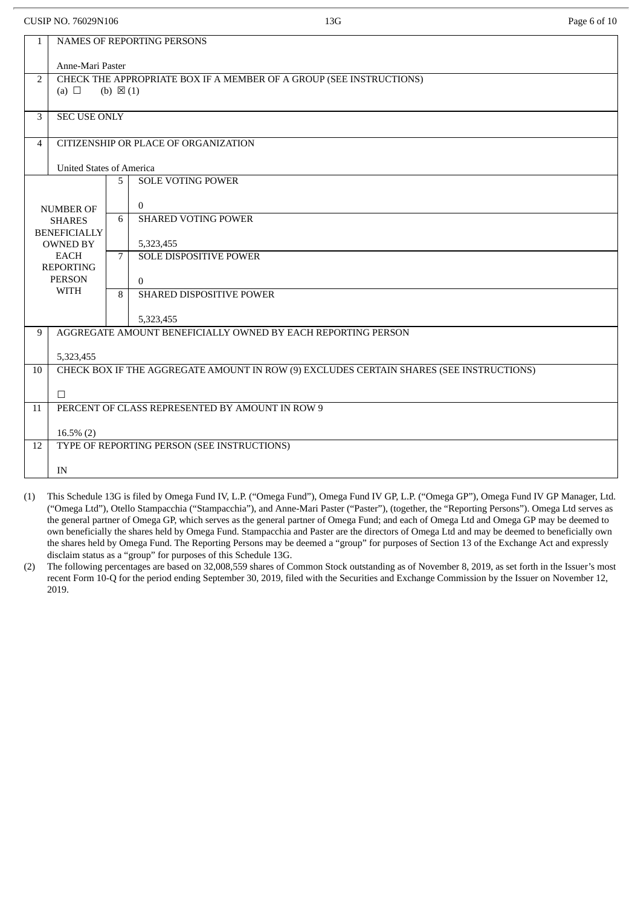| | | | |
|---|---|---|---|
| 1 | NAMES OF REPORTING PERSONS<br><br>Anne-Mari Paster | | |
| 2 | CHECK THE APPROPRIATE BOX IF A MEMBER OF A GROUP (SEE INSTRUCTIONS)<br>(a) ☐ (b) ☒ (1) | | |
| 3 | SEC USE ONLY | | |
| 4 | CITIZENSHIP OR PLACE OF ORGANIZATION<br><br>United States of America | | |
| NUMBER OF SHARES BENEFICIALLY OWNED BY EACH REPORTING PERSON WITH | 5 | SOLE VOTING POWER<br><br>0 | |
| | 6 | SHARED VOTING POWER<br><br>5,323,455 | |
| | 7 | SOLE DISPOSITIVE POWER<br><br>0 | |
| | 8 | SHARED DISPOSITIVE POWER<br><br>5,323,455 | |
| 9 | AGGREGATE AMOUNT BENEFICIALLY OWNED BY EACH REPORTING PERSON<br><br>5,323,455 | | |
| 10 | CHECK BOX IF THE AGGREGATE AMOUNT IN ROW (9) EXCLUDES CERTAIN SHARES (SEE INSTRUCTIONS)<br><br>☐ | | |
| 11 | PERCENT OF CLASS REPRESENTED BY AMOUNT IN ROW 9<br><br>16.5% (2) | | |
| 12 | TYPE OF REPORTING PERSON (SEE INSTRUCTIONS)<br><br>IN | | |

(1) This Schedule 13G is filed by Omega Fund IV, L.P. ("Omega Fund"), Omega Fund IV GP, L.P. ("Omega GP"), Omega Fund IV GP Manager, Ltd. ("Omega Ltd"), Otello Stampacchia ("Stampacchia"), and Anne-Mari Paster ("Paster"), (together, the "Reporting Persons"). Omega Ltd serves as the general partner of Omega GP, which serves as the general partner of Omega Fund; and each of Omega Ltd and Omega GP may be deemed to own beneficially the shares held by Omega Fund. Stampacchia and Paster are the directors of Omega Ltd and may be deemed to beneficially own the shares held by Omega Fund. The Reporting Persons may be deemed a "group" for purposes of Section 13 of the Exchange Act and expressly disclaim status as a "group" for purposes of this Schedule 13G.

(2) The following percentages are based on 32,008,559 shares of Common Stock outstanding as of November 8, 2019, as set forth in the Issuer's most recent Form 10-Q for the period ending September 30, 2019, filed with the Securities and Exchange Commission by the Issuer on November 12, 2019.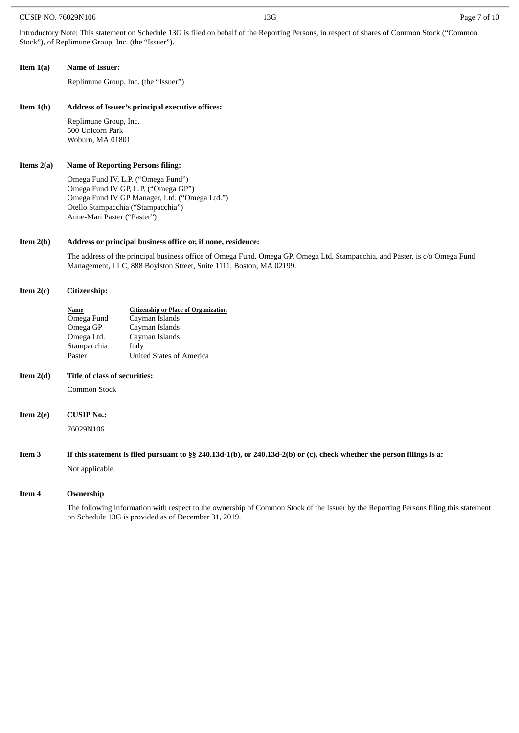Introductory Note: This statement on Schedule 13G is filed on behalf of the Reporting Persons, in respect of shares of Common Stock ("Common Stock"), of Replimune Group, Inc. (the "Issuer").

**Item 1(a) Name of Issuer:**

Replimune Group, Inc. (the "Issuer")

**Item 1(b) Address of Issuer's principal executive offices:**

Replimune Group, Inc.
500 Unicorn Park
Woburn, MA 01801

**Items 2(a) Name of Reporting Persons filing:**

Omega Fund IV, L.P. ("Omega Fund")
Omega Fund IV GP, L.P. ("Omega GP")
Omega Fund IV GP Manager, Ltd. ("Omega Ltd.")
Otello Stampacchia ("Stampacchia")
Anne-Mari Paster ("Paster")

**Item 2(b) Address or principal business office or, if none, residence:**

The address of the principal business office of Omega Fund, Omega GP, Omega Ltd, Stampacchia, and Paster, is c/o Omega Fund Management, LLC, 888 Boylston Street, Suite 1111, Boston, MA 02199.

**Item 2(c) Citizenship:**

| Name | Citizenship or Place of Organization |
| --- | --- |
| Omega Fund | Cayman Islands |
| Omega GP | Cayman Islands |
| Omega Ltd. | Cayman Islands |
| Stampacchia | Italy |
| Paster | United States of America |

**Item 2(d) Title of class of securities:**

Common Stock

**Item 2(e) CUSIP No.:**

76029N106

**Item 3 If this statement is filed pursuant to §§ 240.13d-1(b), or 240.13d-2(b) or (c), check whether the person filings is a:**

Not applicable.

**Item 4 Ownership**

The following information with respect to the ownership of Common Stock of the Issuer by the Reporting Persons filing this statement on Schedule 13G is provided as of December 31, 2019.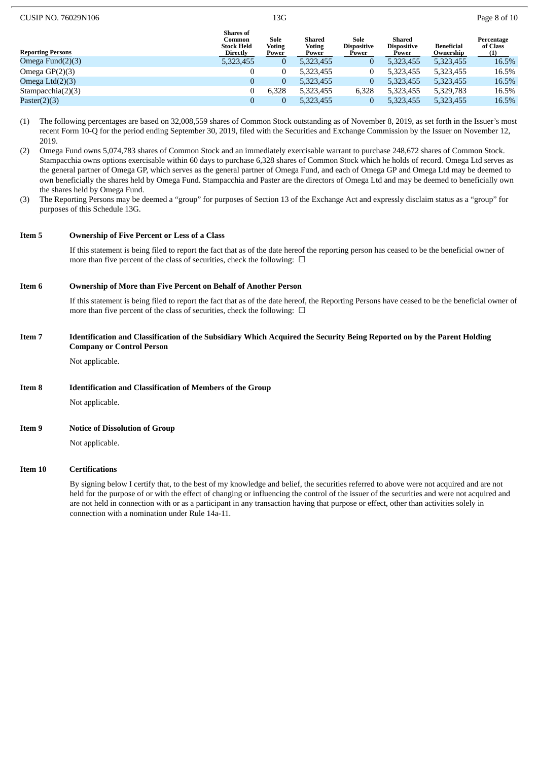| Reporting Persons | Shares of Common Stock Held Directly | Sole Voting Power | Shared Voting Power | Sole Dispositive Power | Shared Dispositive Power | Beneficial Ownership | Percentage of Class (1) |
|---|---|---|---|---|---|---|---|
| Omega Fund(2)(3) | 5,323,455 | 0 | 5,323,455 | 0 | 5,323,455 | 5,323,455 | 16.5% |
| Omega GP(2)(3) | 0 | 0 | 5,323,455 | 0 | 5,323,455 | 5,323,455 | 16.5% |
| Omega Ltd(2)(3) | 0 | 0 | 5,323,455 | 0 | 5,323,455 | 5,323,455 | 16.5% |
| Stampacchia(2)(3) | 0 | 6,328 | 5,323,455 | 6,328 | 5,323,455 | 5,329,783 | 16.5% |
| Paster(2)(3) | 0 | 0 | 5,323,455 | 0 | 5,323,455 | 5,323,455 | 16.5% |

(1) The following percentages are based on 32,008,559 shares of Common Stock outstanding as of November 8, 2019, as set forth in the Issuer's most recent Form 10-Q for the period ending September 30, 2019, filed with the Securities and Exchange Commission by the Issuer on November 12, 2019.

(2) Omega Fund owns 5,074,783 shares of Common Stock and an immediately exercisable warrant to purchase 248,672 shares of Common Stock. Stampacchia owns options exercisable within 60 days to purchase 6,328 shares of Common Stock which he holds of record. Omega Ltd serves as the general partner of Omega GP, which serves as the general partner of Omega Fund, and each of Omega GP and Omega Ltd may be deemed to own beneficially the shares held by Omega Fund. Stampacchia and Paster are the directors of Omega Ltd and may be deemed to beneficially own the shares held by Omega Fund.

(3) The Reporting Persons may be deemed a "group" for purposes of Section 13 of the Exchange Act and expressly disclaim status as a "group" for purposes of this Schedule 13G.

**Item 5 Ownership of Five Percent or Less of a Class**

If this statement is being filed to report the fact that as of the date hereof the reporting person has ceased to be the beneficial owner of more than five percent of the class of securities, check the following: ☐

**Item 6 Ownership of More than Five Percent on Behalf of Another Person**

If this statement is being filed to report the fact that as of the date hereof, the Reporting Persons have ceased to be the beneficial owner of more than five percent of the class of securities, check the following: ☐

**Item 7 Identification and Classification of the Subsidiary Which Acquired the Security Being Reported on by the Parent Holding Company or Control Person**

Not applicable.

**Item 8 Identification and Classification of Members of the Group**

Not applicable.

**Item 9 Notice of Dissolution of Group**

Not applicable.

**Item 10 Certifications**

By signing below I certify that, to the best of my knowledge and belief, the securities referred to above were not acquired and are not held for the purpose of or with the effect of changing or influencing the control of the issuer of the securities and were not acquired and are not held in connection with or as a participant in any transaction having that purpose or effect, other than activities solely in connection with a nomination under Rule 14a-11.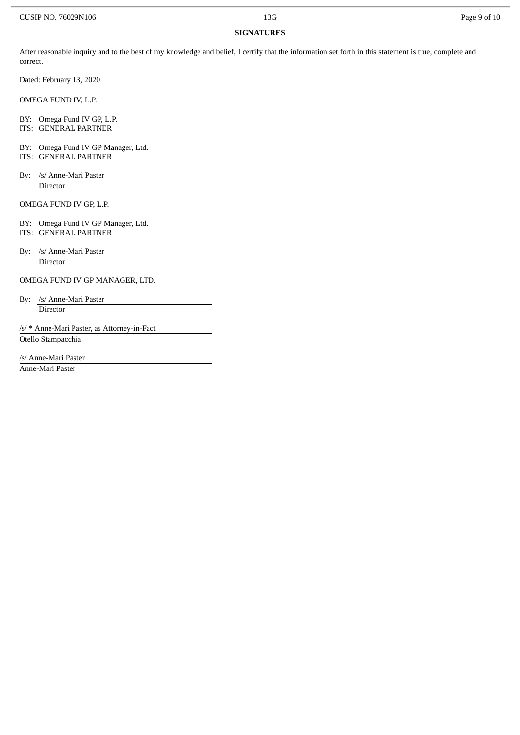**SIGNATURES**

After reasonable inquiry and to the best of my knowledge and belief, I certify that the information set forth in this statement is true, complete and correct.

Dated: February 13, 2020

OMEGA FUND IV, L.P.

BY: Omega Fund IV GP, L.P.
ITS: GENERAL PARTNER

BY: Omega Fund IV GP Manager, Ltd.
ITS: GENERAL PARTNER

By: /s/ Anne-Mari Paster
Director

OMEGA FUND IV GP, L.P.

BY: Omega Fund IV GP Manager, Ltd.
ITS: GENERAL PARTNER

By: /s/ Anne-Mari Paster
Director

OMEGA FUND IV GP MANAGER, LTD.

By: /s/ Anne-Mari Paster
Director

/s/ * Anne-Mari Paster, as Attorney-in-Fact
Otello Stampacchia

/s/ Anne-Mari Paster
Anne-Mari Paster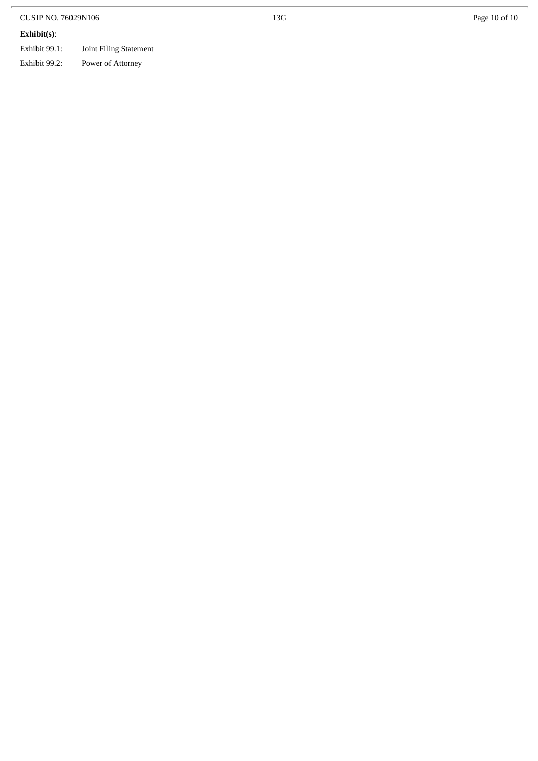**Exhibit(s)**:

Exhibit 99.1: Joint Filing Statement

Exhibit 99.2: Power of Attorney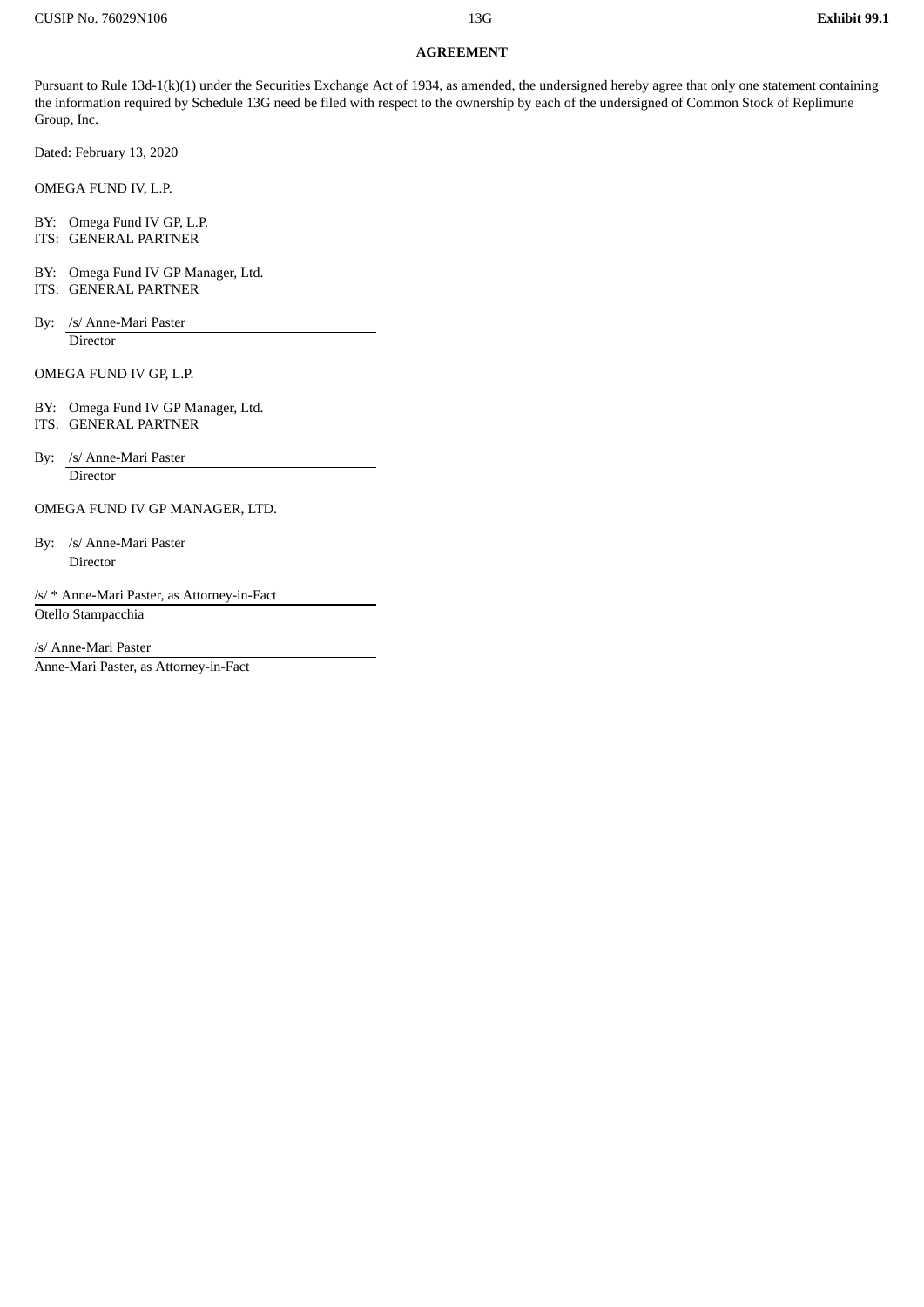**Exhibit 99.1**

**AGREEMENT**

Pursuant to Rule 13d-1(k)(1) under the Securities Exchange Act of 1934, as amended, the undersigned hereby agree that only one statement containing the information required by Schedule 13G need be filed with respect to the ownership by each of the undersigned of Common Stock of Replimune Group, Inc.

Dated: February 13, 2020

OMEGA FUND IV, L.P.

BY: Omega Fund IV GP, L.P.
ITS: GENERAL PARTNER

BY: Omega Fund IV GP Manager, Ltd.
ITS: GENERAL PARTNER

By: /s/ Anne-Mari Paster
Director

OMEGA FUND IV GP, L.P.

BY: Omega Fund IV GP Manager, Ltd.
ITS: GENERAL PARTNER

By: /s/ Anne-Mari Paster
Director

OMEGA FUND IV GP MANAGER, LTD.

By: /s/ Anne-Mari Paster
Director

/s/ * Anne-Mari Paster, as Attorney-in-Fact
Otello Stampacchia

/s/ Anne-Mari Paster
Anne-Mari Paster, as Attorney-in-Fact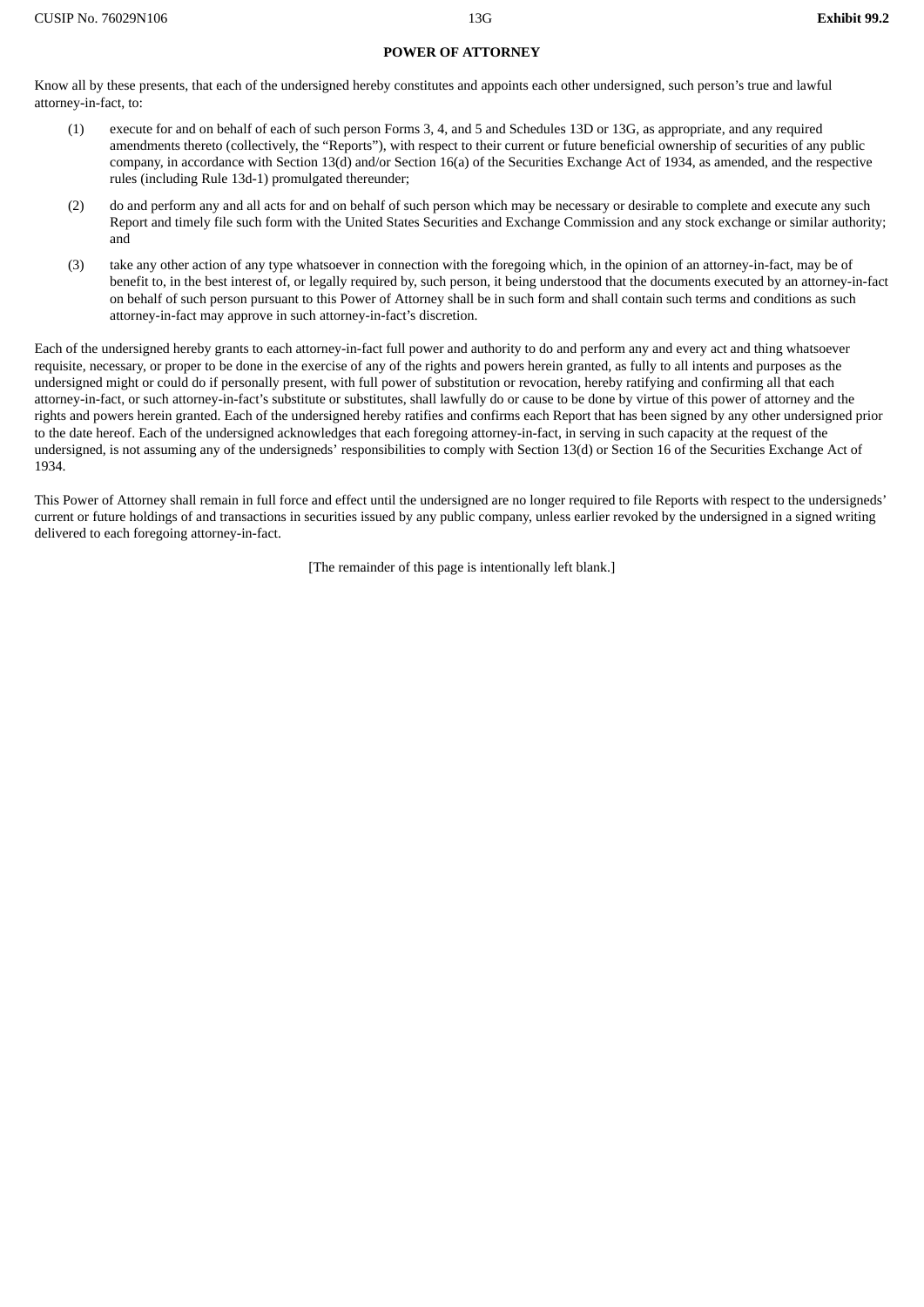**POWER OF ATTORNEY**

Know all by these presents, that each of the undersigned hereby constitutes and appoints each other undersigned, such person's true and lawful attorney-in-fact, to:

(1) execute for and on behalf of each of such person Forms 3, 4, and 5 and Schedules 13D or 13G, as appropriate, and any required amendments thereto (collectively, the "Reports"), with respect to their current or future beneficial ownership of securities of any public company, in accordance with Section 13(d) and/or Section 16(a) of the Securities Exchange Act of 1934, as amended, and the respective rules (including Rule 13d-1) promulgated thereunder;

(2) do and perform any and all acts for and on behalf of such person which may be necessary or desirable to complete and execute any such Report and timely file such form with the United States Securities and Exchange Commission and any stock exchange or similar authority; and

(3) take any other action of any type whatsoever in connection with the foregoing which, in the opinion of an attorney-in-fact, may be of benefit to, in the best interest of, or legally required by, such person, it being understood that the documents executed by an attorney-in-fact on behalf of such person pursuant to this Power of Attorney shall be in such form and shall contain such terms and conditions as such attorney-in-fact may approve in such attorney-in-fact's discretion.

Each of the undersigned hereby grants to each attorney-in-fact full power and authority to do and perform any and every act and thing whatsoever requisite, necessary, or proper to be done in the exercise of any of the rights and powers herein granted, as fully to all intents and purposes as the undersigned might or could do if personally present, with full power of substitution or revocation, hereby ratifying and confirming all that each attorney-in-fact, or such attorney-in-fact's substitute or substitutes, shall lawfully do or cause to be done by virtue of this power of attorney and the rights and powers herein granted. Each of the undersigned hereby ratifies and confirms each Report that has been signed by any other undersigned prior to the date hereof. Each of the undersigned acknowledges that each foregoing attorney-in-fact, in serving in such capacity at the request of the undersigned, is not assuming any of the undersigneds' responsibilities to comply with Section 13(d) or Section 16 of the Securities Exchange Act of 1934.

This Power of Attorney shall remain in full force and effect until the undersigned are no longer required to file Reports with respect to the undersigneds' current or future holdings of and transactions in securities issued by any public company, unless earlier revoked by the undersigned in a signed writing delivered to each foregoing attorney-in-fact.

[The remainder of this page is intentionally left blank.]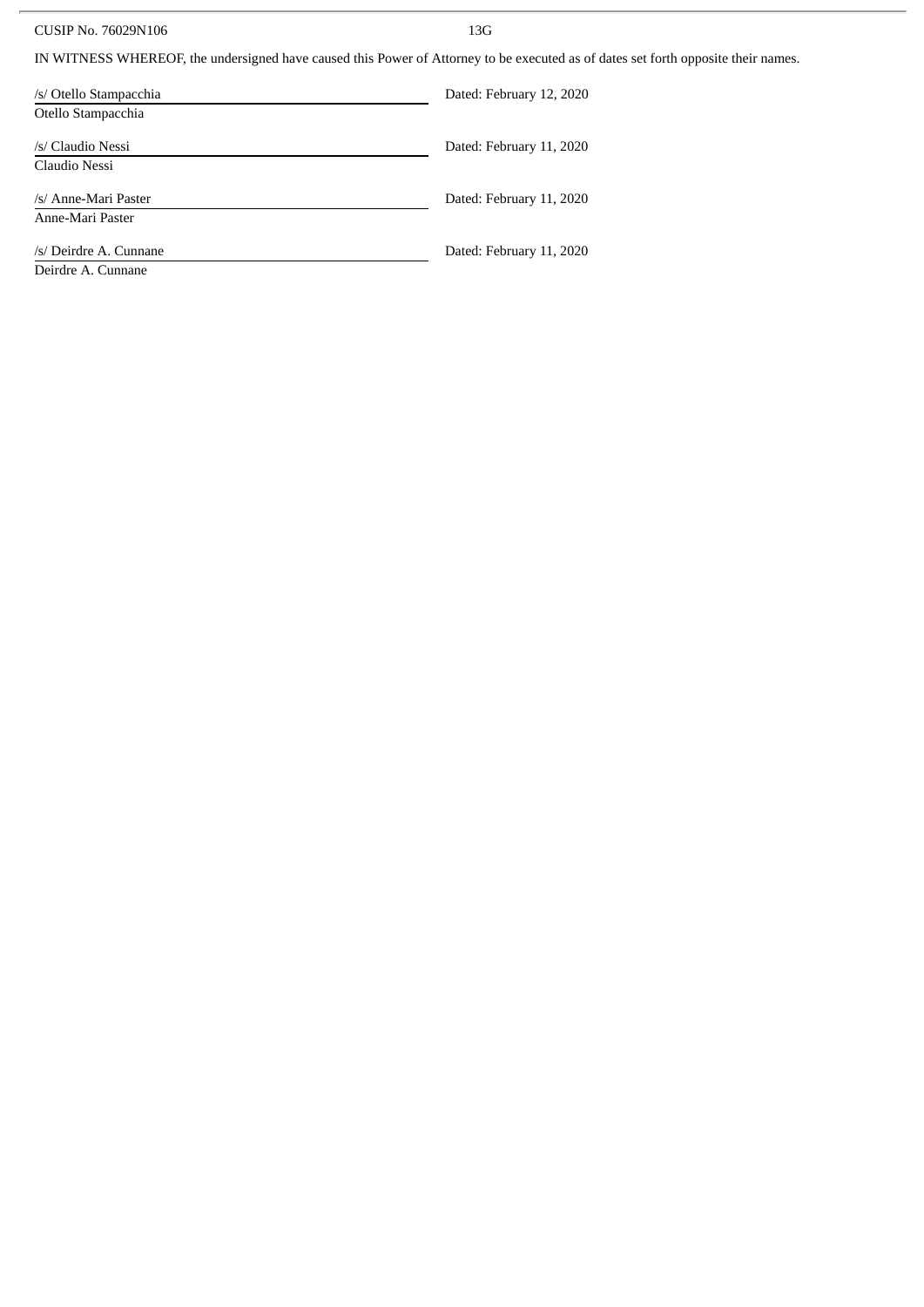CUSIP No. 76029N106 13G

IN WITNESS WHEREOF, the undersigned have caused this Power of Attorney to be executed as of dates set forth opposite their names.

| | |
|---|---|
| /s/ Otello Stampacchia<br>Otello Stampacchia | Dated: February 12, 2020 |
| /s/ Claudio Nessi<br>Claudio Nessi | Dated: February 11, 2020 |
| /s/ Anne-Mari Paster<br>Anne-Mari Paster | Dated: February 11, 2020 |
| /s/ Deirdre A. Cunnane<br>Deirdre A. Cunnane | Dated: February 11, 2020 |